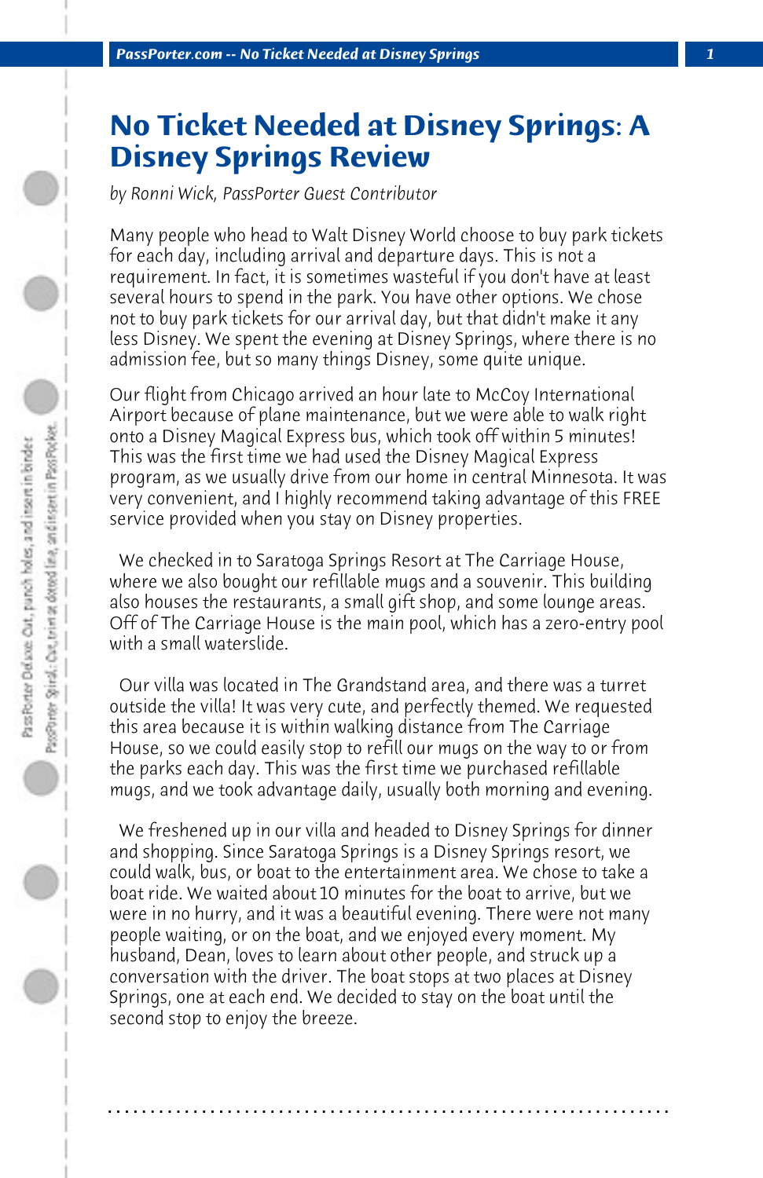# No Ticket Needed at Disney Springs: A Disney Springs Review

*by Ronni Wick, PassPorter Guest Contributor*

Many people who head to Walt Disney World choose to buy park tickets for each day, including arrival and departure days. This is not a requirement. In fact, it is sometimes wasteful if you don't have at least several hours to spend in the park. You have other options. We chose not to buy park tickets for our arrival day, but that didn't make it any less Disney. We spent the evening at Disney Springs, where there is no admission fee, but so many things Disney, some quite unique.

Our flight from Chicago arrived an hour late to McCoy International Airport because of plane maintenance, but we were able to walk right onto a Disney Magical Express bus, which took off within 5 minutes! This was the first time we had used the Disney Magical Express program, as we usually drive from our home in central Minnesota. It was very convenient, and I highly recommend taking advantage of this FREE service provided when you stay on Disney properties.

We checked in to Saratoga Springs Resort at The Carriage House, where we also bought our refillable mugs and a souvenir. This building also houses the restaurants, a small gift shop, and some lounge areas. Off of The Carriage House is the main pool, which has a zero-entry pool with a small waterslide.

Our villa was located in The Grandstand area, and there was a turret outside the villa! It was very cute, and perfectly themed. We requested this area because it is within walking distance from The Carriage House, so we could easily stop to refill our mugs on the way to or from the parks each day. This was the first time we purchased refillable mugs, and we took advantage daily, usually both morning and evening.

We freshened up in our villa and headed to Disney Springs for dinner and shopping. Since Saratoga Springs is a Disney Springs resort, we could walk, bus, or boat to the entertainment area. We chose to take a boat ride. We waited about 10 minutes for the boat to arrive, but we were in no hurry, and it was a beautiful evening. There were not many people waiting, or on the boat, and we enjoyed every moment. My husband, Dean, loves to learn about other people, and struck up a conversation with the driver. The boat stops at two places at Disney Springs, one at each end. We decided to stay on the boat until the second stop to enjoy the breeze.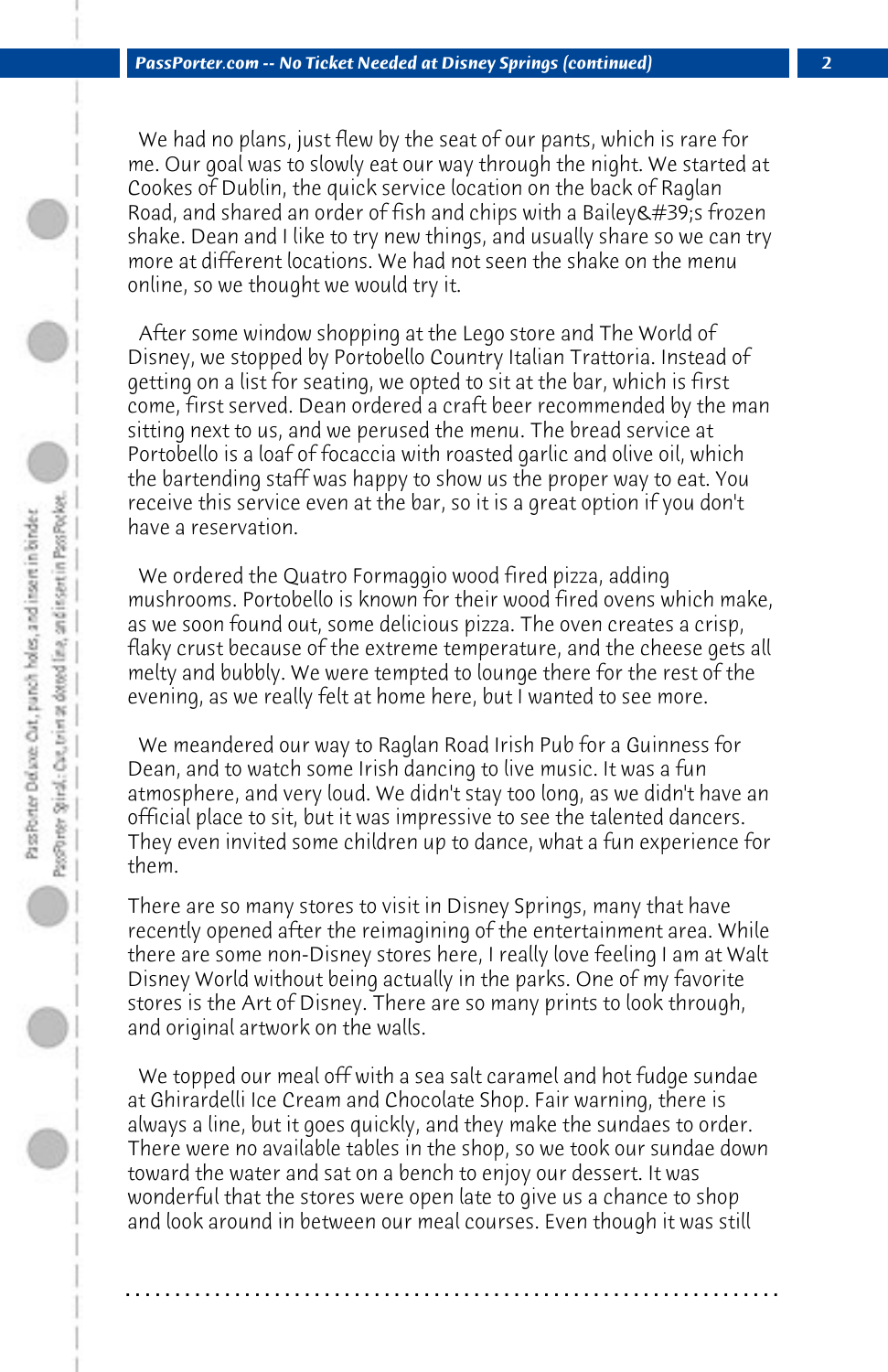We had no plans, just flew by the seat of our pants, which is rare for me. Our goal was to slowly eat our way through the night. We started at Cookes of Dublin, the quick service location on the back of Raglan Road, and shared an order of fish and chips with a Bailey&#39;s frozen shake. Dean and I like to try new things, and usually share so we can try more at different locations. We had not seen the shake on the menu online, so we thought we would try it.

After some window shopping at the Lego store and The World of Disney, we stopped by Portobello Country Italian Trattoria. Instead of getting on a list for seating, we opted to sit at the bar, which is first come, first served. Dean ordered a craft beer recommended by the man sitting next to us, and we perused the menu. The bread service at Portobello is a loaf of focaccia with roasted garlic and olive oil, which the bartending staff was happy to show us the proper way to eat. You receive this service even at the bar, so it is a great option if you don't have a reservation.

We ordered the Quatro Formaggio wood fired pizza, adding mushrooms. Portobello is known for their wood fired ovens which make, as we soon found out, some delicious pizza. The oven creates a crisp, flaky crust because of the extreme temperature, and the cheese gets all melty and bubbly. We were tempted to lounge there for the rest of the evening, as we really felt at home here, but I wanted to see more.

We meandered our way to Raglan Road Irish Pub for a Guinness for Dean, and to watch some Irish dancing to live music. It was a fun atmosphere, and very loud. We didn't stay too long, as we didn't have an official place to sit, but it was impressive to see the talented dancers. They even invited some children up to dance, what a fun experience for them.

There are so many stores to visit in Disney Springs, many that have recently opened after the reimagining of the entertainment area. While there are some non-Disney stores here, I really love feeling I am at Walt Disney World without being actually in the parks. One of my favorite stores is the Art of Disney. There are so many prints to look through, and original artwork on the walls.

We topped our meal off with a sea salt caramel and hot fudge sundae at Ghirardelli Ice Cream and Chocolate Shop. Fair warning, there is always a line, but it goes quickly, and they make the sundaes to order. There were no available tables in the shop, so we took our sundae down toward the water and sat on a bench to enjoy our dessert. It was wonderful that the stores were open late to give us a chance to shop and look around in between our meal courses. Even though it was still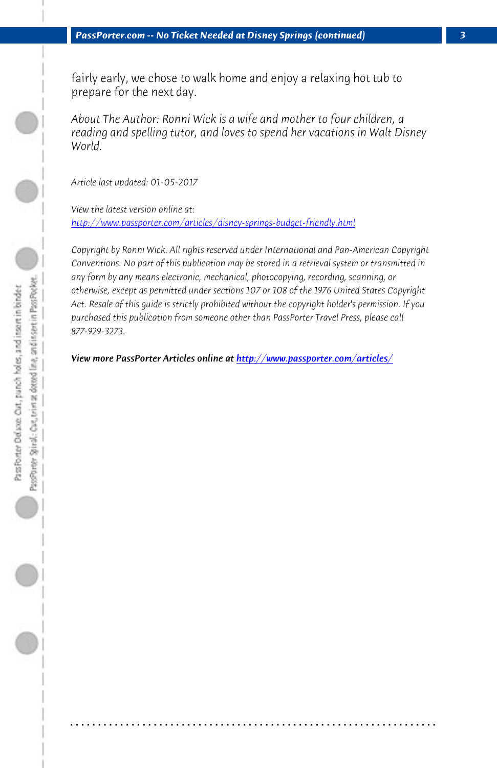fairly early, we chose to walk home and enjoy a relaxing hot tub to prepare for the next day.

*About The Author: Ronni Wick is a wife and mother to four children, a reading and spelling tutor, and loves to spend her vacations in Walt Disney World.*

*Article last updated: 01-05-2017*

*View the latest version online at:*
*[http://www.passporter.com/articles/disney-springs-budget-friendly.html](http://www.passporter.com/articles/disney-springs-budget-friendly.html)*

*Copyright by Ronni Wick. All rights reserved under International and Pan-American Copyright Conventions. No part of this publication may be stored in a retrieval system or transmitted in any form by any means electronic, mechanical, photocopying, recording, scanning, or otherwise, except as permitted under sections 107 or 108 of the 1976 United States Copyright Act. Resale of this guide is strictly prohibited without the copyright holder's permission. If you purchased this publication from someone other than PassPorter Travel Press, please call 877-929-3273.*

***View more PassPorter Articles online at [http://www.passporter.com/articles/](http://www.passporter.com/articles/)***